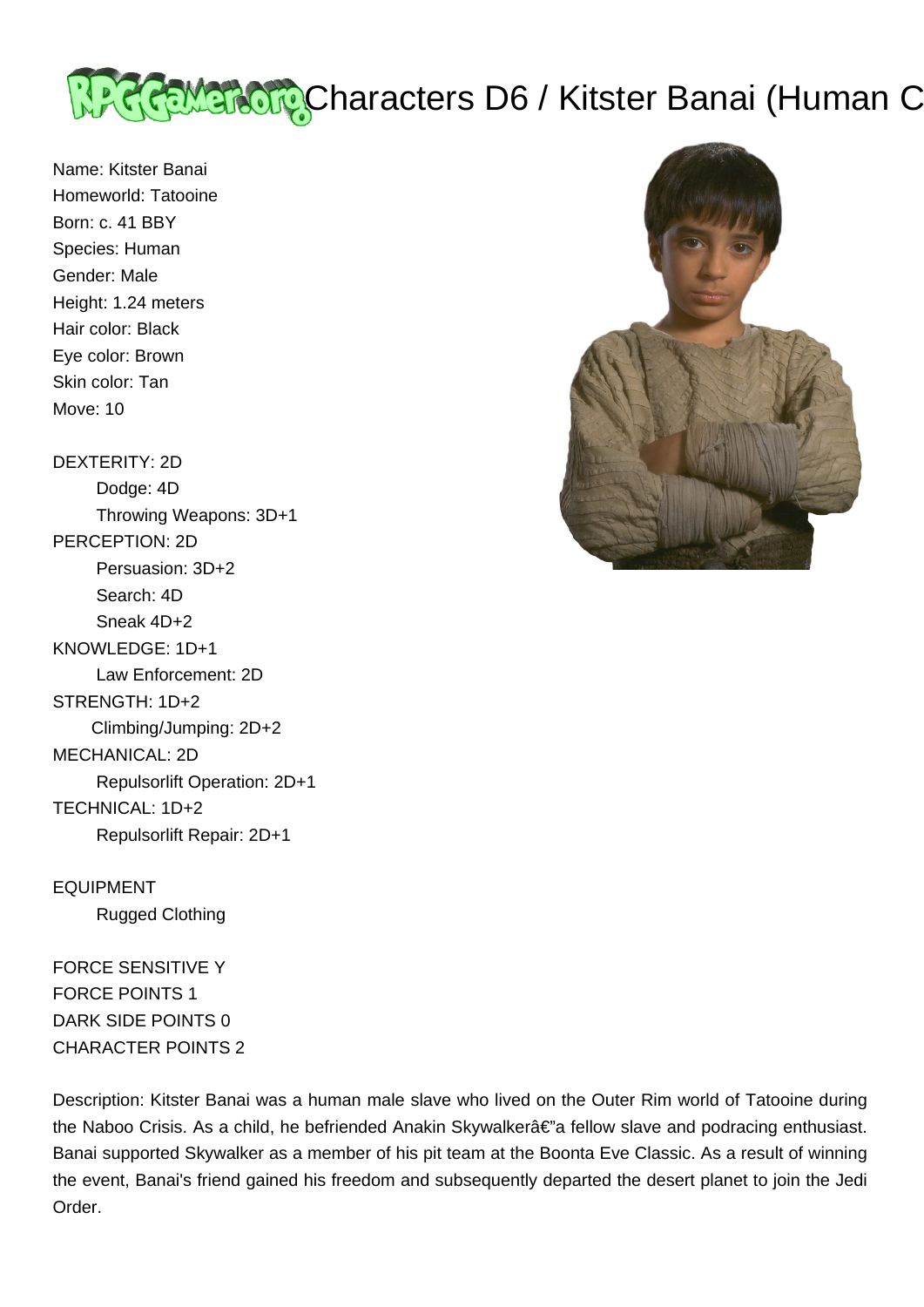# Characters D6 / Kitster Banai (Human C

Name: Kitster Banai
Homeworld: Tatooine
Born: c. 41 BBY
Species: Human
Gender: Male
Height: 1.24 meters
Hair color: Black
Eye color: Brown
Skin color: Tan
Move: 10

DEXTERITY: 2D
- Dodge: 4D
- Throwing Weapons: 3D+1

PERCEPTION: 2D
- Persuasion: 3D+2
- Search: 4D
- Sneak 4D+2

KNOWLEDGE: 1D+1
- Law Enforcement: 2D

STRENGTH: 1D+2
- Climbing/Jumping: 2D+2

MECHANICAL: 2D
- Repulsorlift Operation: 2D+1

TECHNICAL: 1D+2
- Repulsorlift Repair: 2D+1

EQUIPMENT
- Rugged Clothing

FORCE SENSITIVE Y
FORCE POINTS 1
DARK SIDE POINTS 0
CHARACTER POINTS 2

Description: Kitster Banai was a human male slave who lived on the Outer Rim world of Tatooine during the Naboo Crisis. As a child, he befriended Anakin Skywalkerâ€"a fellow slave and podracing enthusiast. Banai supported Skywalker as a member of his pit team at the Boonta Eve Classic. As a result of winning the event, Banai's friend gained his freedom and subsequently departed the desert planet to join the Jedi Order.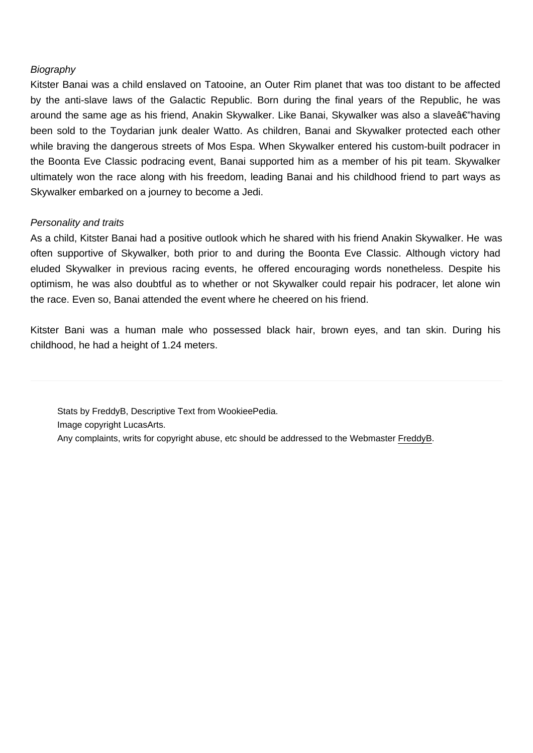*Biography*

Kitster Banai was a child enslaved on Tatooine, an Outer Rim planet that was too distant to be affected by the anti-slave laws of the Galactic Republic. Born during the final years of the Republic, he was around the same age as his friend, Anakin Skywalker. Like Banai, Skywalker was also a slaveâ€”having been sold to the Toydarian junk dealer Watto. As children, Banai and Skywalker protected each other while braving the dangerous streets of Mos Espa. When Skywalker entered his custom-built podracer in the Boonta Eve Classic podracing event, Banai supported him as a member of his pit team. Skywalker ultimately won the race along with his freedom, leading Banai and his childhood friend to part ways as Skywalker embarked on a journey to become a Jedi.

*Personality and traits*

As a child, Kitster Banai had a positive outlook which he shared with his friend Anakin Skywalker. He was often supportive of Skywalker, both prior to and during the Boonta Eve Classic. Although victory had eluded Skywalker in previous racing events, he offered encouraging words nonetheless. Despite his optimism, he was also doubtful as to whether or not Skywalker could repair his podracer, let alone win the race. Even so, Banai attended the event where he cheered on his friend.

Kitster Bani was a human male who possessed black hair, brown eyes, and tan skin. During his childhood, he had a height of 1.24 meters.

---

Stats by FreddyB, Descriptive Text from WookieePedia.

Image copyright LucasArts.

Any complaints, writs for copyright abuse, etc should be addressed to the Webmaster FreddyB.